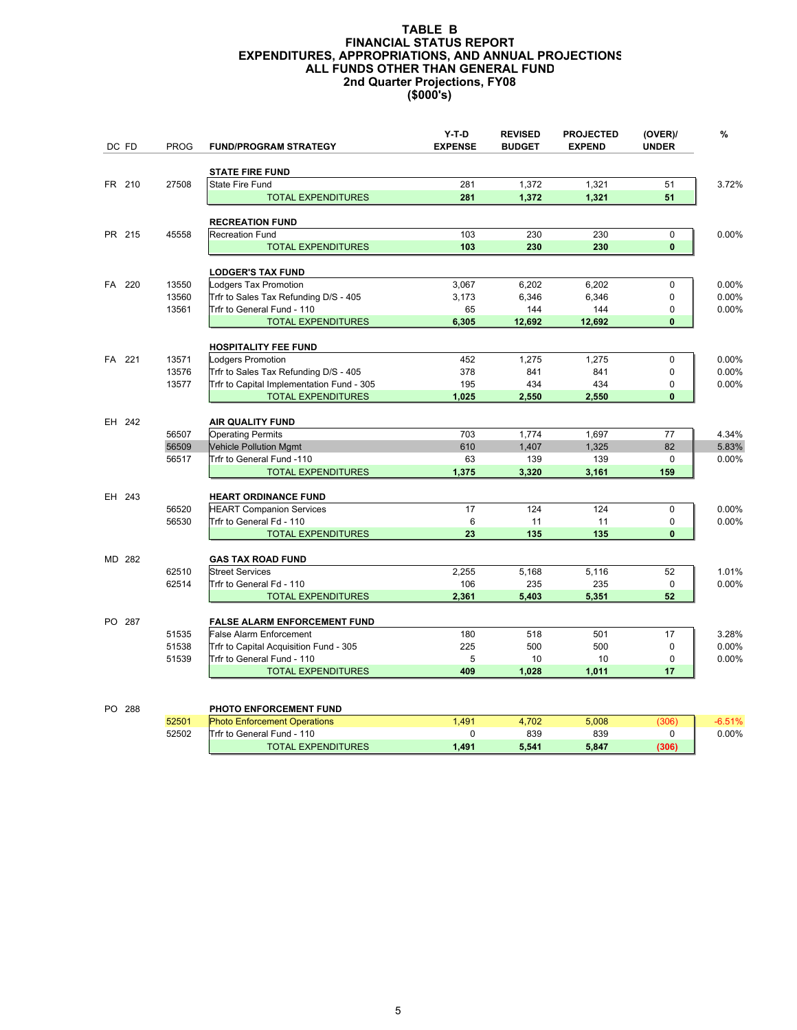# TABLE B
# FINANCIAL STATUS REPORT
# EXPENDITURES, APPROPRIATIONS, AND ANNUAL PROJECTIONS
# ALL FUNDS OTHER THAN GENERAL FUND
# 2nd Quarter Projections, FY08
# ($000's)

| DC FD | PROG | FUND/PROGRAM STRATEGY | Y-T-D EXPENSE | REVISED BUDGET | PROJECTED EXPEND | (OVER)/ UNDER | % |
|---|---|---|---|---|---|---|---|
| | | **STATE FIRE FUND** | | | | | |
| FR 210 | 27508 | State Fire Fund | 281 | 1,372 | 1,321 | 51 | 3.72% |
| | | **TOTAL EXPENDITURES** | **281** | **1,372** | **1,321** | **51** | |
| | | **RECREATION FUND** | | | | | |
| PR 215 | 45558 | Recreation Fund | 103 | 230 | 230 | 0 | 0.00% |
| | | **TOTAL EXPENDITURES** | **103** | **230** | **230** | **0** | |
| | | **LODGER'S TAX FUND** | | | | | |
| FA 220 | 13550 | Lodgers Tax Promotion | 3,067 | 6,202 | 6,202 | 0 | 0.00% |
| | 13560 | Trfr to Sales Tax Refunding D/S - 405 | 3,173 | 6,346 | 6,346 | 0 | 0.00% |
| | 13561 | Trfr to General Fund - 110 | 65 | 144 | 144 | 0 | 0.00% |
| | | **TOTAL EXPENDITURES** | **6,305** | **12,692** | **12,692** | **0** | |
| | | **HOSPITALITY FEE FUND** | | | | | |
| FA 221 | 13571 | Lodgers Promotion | 452 | 1,275 | 1,275 | 0 | 0.00% |
| | 13576 | Trfr to Sales Tax Refunding D/S - 405 | 378 | 841 | 841 | 0 | 0.00% |
| | 13577 | Trfr to Capital Implementation Fund - 305 | 195 | 434 | 434 | 0 | 0.00% |
| | | **TOTAL EXPENDITURES** | **1,025** | **2,550** | **2,550** | **0** | |
| EH 242 | | **AIR QUALITY FUND** | | | | | |
| | 56507 | Operating Permits | 703 | 1,774 | 1,697 | 77 | 4.34% |
| | 56509 | Vehicle Pollution Mgmt | 610 | 1,407 | 1,325 | 82 | 5.83% |
| | 56517 | Trfr to General Fund -110 | 63 | 139 | 139 | 0 | 0.00% |
| | | **TOTAL EXPENDITURES** | **1,375** | **3,320** | **3,161** | **159** | |
| EH 243 | | **HEART ORDINANCE FUND** | | | | | |
| | 56520 | HEART Companion Services | 17 | 124 | 124 | 0 | 0.00% |
| | 56530 | Trfr to General Fd - 110 | 6 | 11 | 11 | 0 | 0.00% |
| | | **TOTAL EXPENDITURES** | **23** | **135** | **135** | **0** | |
| MD 282 | | **GAS TAX ROAD FUND** | | | | | |
| | 62510 | Street Services | 2,255 | 5,168 | 5,116 | 52 | 1.01% |
| | 62514 | Trfr to General Fd - 110 | 106 | 235 | 235 | 0 | 0.00% |
| | | **TOTAL EXPENDITURES** | **2,361** | **5,403** | **5,351** | **52** | |
| PO 287 | | **FALSE ALARM ENFORCEMENT FUND** | | | | | |
| | 51535 | False Alarm Enforcement | 180 | 518 | 501 | 17 | 3.28% |
| | 51538 | Trfr to Capital Acquisition Fund - 305 | 225 | 500 | 500 | 0 | 0.00% |
| | 51539 | Trfr to General Fund - 110 | 5 | 10 | 10 | 0 | 0.00% |
| | | **TOTAL EXPENDITURES** | **409** | **1,028** | **1,011** | **17** | |
| PO 288 | | **PHOTO ENFORCEMENT FUND** | | | | | |
| | 52501 | Photo Enforcement Operations | 1,491 | 4,702 | 5,008 | (306) | -6.51% |
| | 52502 | Trfr to General Fund - 110 | 0 | 839 | 839 | 0 | 0.00% |
| | | **TOTAL EXPENDITURES** | **1,491** | **5,541** | **5,847** | **(306)** | |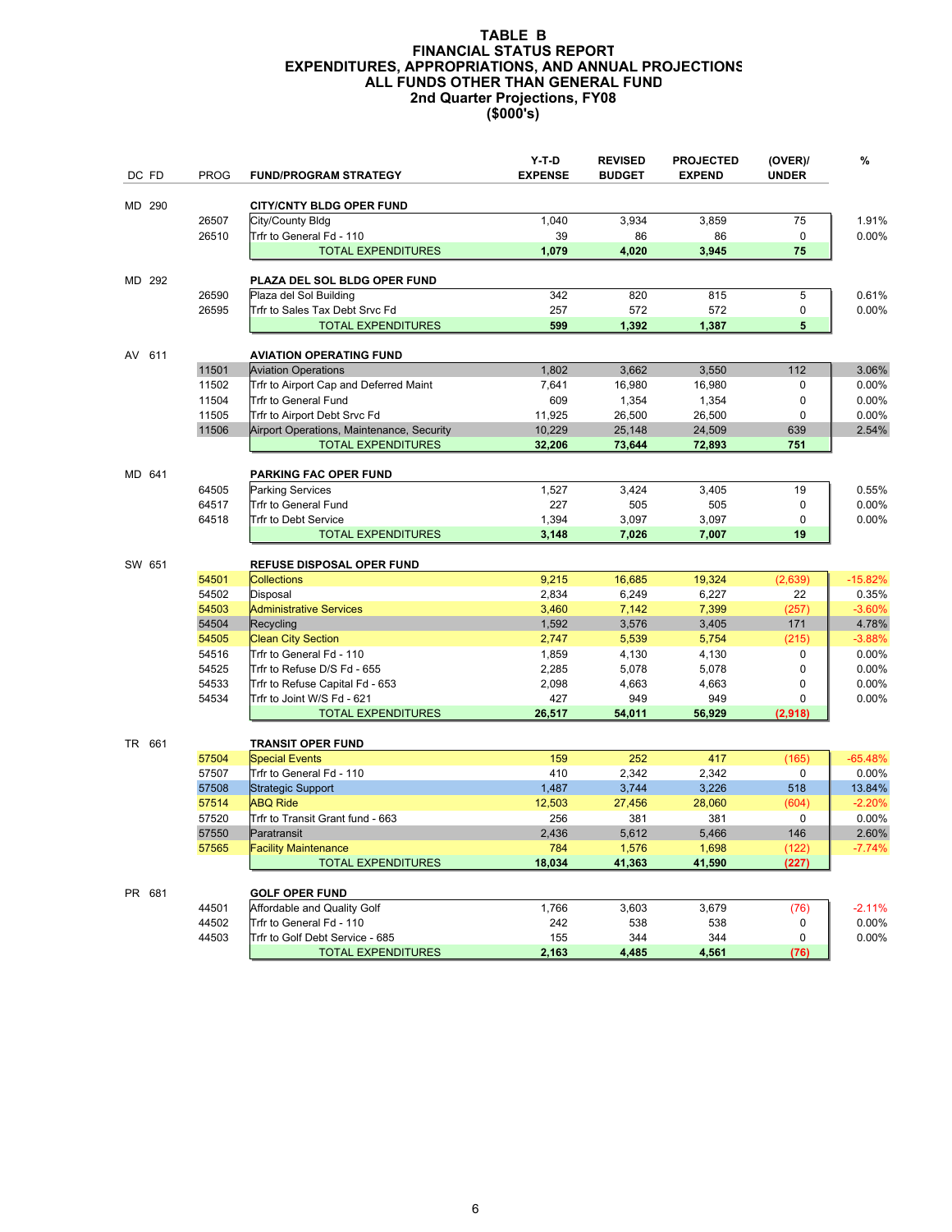# TABLE B
## FINANCIAL STATUS REPORT
## EXPENDITURES, APPROPRIATIONS, AND ANNUAL PROJECTIONS
## ALL FUNDS OTHER THAN GENERAL FUND
## 2nd Quarter Projections, FY08
## ($000's)

| DC FD | PROG | FUND/PROGRAM STRATEGY | Y-T-D EXPENSE | REVISED BUDGET | PROJECTED EXPEND | (OVER)/ UNDER | % |
|---|---|---|---|---|---|---|---|
| MD 290 | | **CITY/CNTY BLDG OPER FUND** | | | | | |
| | 26507 | City/County Bldg | 1,040 | 3,934 | 3,859 | 75 | 1.91% |
| | 26510 | Trfr to General Fd - 110 | 39 | 86 | 86 | 0 | 0.00% |
| | | TOTAL EXPENDITURES | **1,079** | **4,020** | **3,945** | **75** | |
| MD 292 | | **PLAZA DEL SOL BLDG OPER FUND** | | | | | |
| | 26590 | Plaza del Sol Building | 342 | 820 | 815 | 5 | 0.61% |
| | 26595 | Trfr to Sales Tax Debt Srvc Fd | 257 | 572 | 572 | 0 | 0.00% |
| | | TOTAL EXPENDITURES | **599** | **1,392** | **1,387** | **5** | |
| AV 611 | | **AVIATION OPERATING FUND** | | | | | |
| | 11501 | Aviation Operations | 1,802 | 3,662 | 3,550 | 112 | 3.06% |
| | 11502 | Trfr to Airport Cap and Deferred Maint | 7,641 | 16,980 | 16,980 | 0 | 0.00% |
| | 11504 | Trfr to General Fund | 609 | 1,354 | 1,354 | 0 | 0.00% |
| | 11505 | Trfr to Airport Debt Srvc Fd | 11,925 | 26,500 | 26,500 | 0 | 0.00% |
| | 11506 | Airport Operations, Maintenance, Security | 10,229 | 25,148 | 24,509 | 639 | 2.54% |
| | | TOTAL EXPENDITURES | **32,206** | **73,644** | **72,893** | **751** | |
| MD 641 | | **PARKING FAC OPER FUND** | | | | | |
| | 64505 | Parking Services | 1,527 | 3,424 | 3,405 | 19 | 0.55% |
| | 64517 | Trfr to General Fund | 227 | 505 | 505 | 0 | 0.00% |
| | 64518 | Trfr to Debt Service | 1,394 | 3,097 | 3,097 | 0 | 0.00% |
| | | TOTAL EXPENDITURES | **3,148** | **7,026** | **7,007** | **19** | |
| SW 651 | | **REFUSE DISPOSAL OPER FUND** | | | | | |
| | 54501 | Collections | 9,215 | 16,685 | 19,324 | (2,639) | -15.82% |
| | 54502 | Disposal | 2,834 | 6,249 | 6,227 | 22 | 0.35% |
| | 54503 | Administrative Services | 3,460 | 7,142 | 7,399 | (257) | -3.60% |
| | 54504 | Recycling | 1,592 | 3,576 | 3,405 | 171 | 4.78% |
| | 54505 | Clean City Section | 2,747 | 5,539 | 5,754 | (215) | -3.88% |
| | 54516 | Trfr to General Fd - 110 | 1,859 | 4,130 | 4,130 | 0 | 0.00% |
| | 54525 | Trfr to Refuse D/S Fd - 655 | 2,285 | 5,078 | 5,078 | 0 | 0.00% |
| | 54533 | Trfr to Refuse Capital Fd - 653 | 2,098 | 4,663 | 4,663 | 0 | 0.00% |
| | 54534 | Trfr to Joint W/S Fd - 621 | 427 | 949 | 949 | 0 | 0.00% |
| | | TOTAL EXPENDITURES | **26,517** | **54,011** | **56,929** | **(2,918)** | |
| TR 661 | | **TRANSIT OPER FUND** | | | | | |
| | 57504 | Special Events | 159 | 252 | 417 | (165) | -65.48% |
| | 57507 | Trfr to General Fd - 110 | 410 | 2,342 | 2,342 | 0 | 0.00% |
| | 57508 | Strategic Support | 1,487 | 3,744 | 3,226 | 518 | 13.84% |
| | 57514 | ABQ Ride | 12,503 | 27,456 | 28,060 | (604) | -2.20% |
| | 57520 | Trfr to Transit Grant fund - 663 | 256 | 381 | 381 | 0 | 0.00% |
| | 57550 | Paratransit | 2,436 | 5,612 | 5,466 | 146 | 2.60% |
| | 57565 | Facility Maintenance | 784 | 1,576 | 1,698 | (122) | -7.74% |
| | | TOTAL EXPENDITURES | **18,034** | **41,363** | **41,590** | **(227)** | |
| PR 681 | | **GOLF OPER FUND** | | | | | |
| | 44501 | Affordable and Quality Golf | 1,766 | 3,603 | 3,679 | (76) | -2.11% |
| | 44502 | Trfr to General Fd - 110 | 242 | 538 | 538 | 0 | 0.00% |
| | 44503 | Trfr to Golf Debt Service - 685 | 155 | 344 | 344 | 0 | 0.00% |
| | | TOTAL EXPENDITURES | **2,163** | **4,485** | **4,561** | **(76)** | |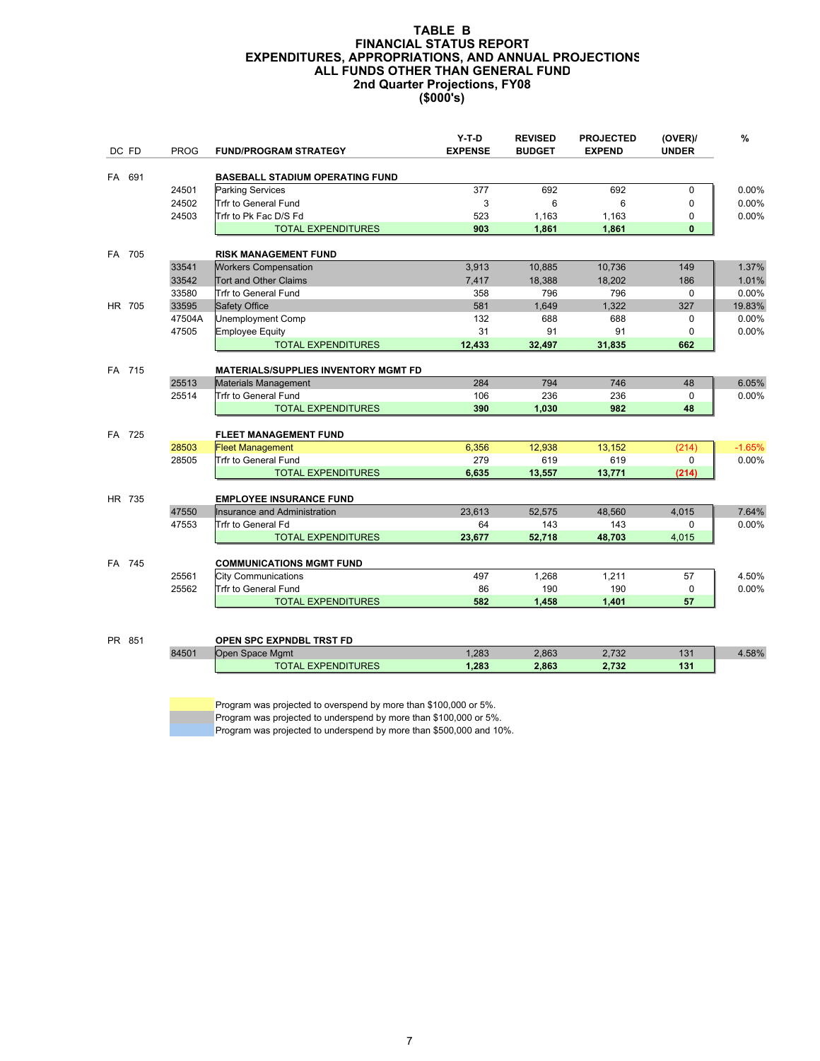# TABLE B
## FINANCIAL STATUS REPORT
## EXPENDITURES, APPROPRIATIONS, AND ANNUAL PROJECTIONS
## ALL FUNDS OTHER THAN GENERAL FUND
## 2nd Quarter Projections, FY08
## ($000's)

| DC FD | PROG | FUND/PROGRAM STRATEGY | Y-T-D EXPENSE | REVISED BUDGET | PROJECTED EXPEND | (OVER)/ UNDER | % |
|---|---|---|---|---|---|---|---|
| FA 691 | | **BASEBALL STADIUM OPERATING FUND** | | | | | |
| | 24501 | Parking Services | 377 | 692 | 692 | 0 | 0.00% |
| | 24502 | Trfr to General Fund | 3 | 6 | 6 | 0 | 0.00% |
| | 24503 | Trfr to Pk Fac D/S Fd | 523 | 1,163 | 1,163 | 0 | 0.00% |
| | | TOTAL EXPENDITURES | **903** | **1,861** | **1,861** | **0** | |
| FA 705 | | **RISK MANAGEMENT FUND** | | | | | |
| | 33541 | Workers Compensation | 3,913 | 10,885 | 10,736 | 149 | 1.37% |
| | 33542 | Tort and Other Claims | 7,417 | 18,388 | 18,202 | 186 | 1.01% |
| | 33580 | Trfr to General Fund | 358 | 796 | 796 | 0 | 0.00% |
| HR 705 | 33595 | Safety Office | 581 | 1,649 | 1,322 | 327 | 19.83% |
| | 47504A | Unemployment Comp | 132 | 688 | 688 | 0 | 0.00% |
| | 47505 | Employee Equity | 31 | 91 | 91 | 0 | 0.00% |
| | | TOTAL EXPENDITURES | **12,433** | **32,497** | **31,835** | **662** | |
| FA 715 | | **MATERIALS/SUPPLIES INVENTORY MGMT FD** | | | | | |
| | 25513 | Materials Management | 284 | 794 | 746 | 48 | 6.05% |
| | 25514 | Trfr to General Fund | 106 | 236 | 236 | 0 | 0.00% |
| | | TOTAL EXPENDITURES | **390** | **1,030** | **982** | **48** | |
| FA 725 | | **FLEET MANAGEMENT FUND** | | | | | |
| | 28503 | Fleet Management | 6,356 | 12,938 | 13,152 | (214) | -1.65% |
| | 28505 | Trfr to General Fund | 279 | 619 | 619 | 0 | 0.00% |
| | | TOTAL EXPENDITURES | **6,635** | **13,557** | **13,771** | **(214)** | |
| HR 735 | | **EMPLOYEE INSURANCE FUND** | | | | | |
| | 47550 | Insurance and Administration | 23,613 | 52,575 | 48,560 | 4,015 | 7.64% |
| | 47553 | Trfr to General Fd | 64 | 143 | 143 | 0 | 0.00% |
| | | TOTAL EXPENDITURES | **23,677** | **52,718** | **48,703** | 4,015 | |
| FA 745 | | **COMMUNICATIONS MGMT FUND** | | | | | |
| | 25561 | City Communications | 497 | 1,268 | 1,211 | 57 | 4.50% |
| | 25562 | Trfr to General Fund | 86 | 190 | 190 | 0 | 0.00% |
| | | TOTAL EXPENDITURES | **582** | **1,458** | **1,401** | **57** | |
| PR 851 | | **OPEN SPC EXPNDBL TRST FD** | | | | | |
| | 84501 | Open Space Mgmt | 1,283 | 2,863 | 2,732 | 131 | 4.58% |
| | | TOTAL EXPENDITURES | **1,283** | **2,863** | **2,732** | **131** | |

Program was projected to overspend by more than $100,000 or 5%.
Program was projected to underspend by more than $100,000 or 5%.
Program was projected to underspend by more than $500,000 and 10%.